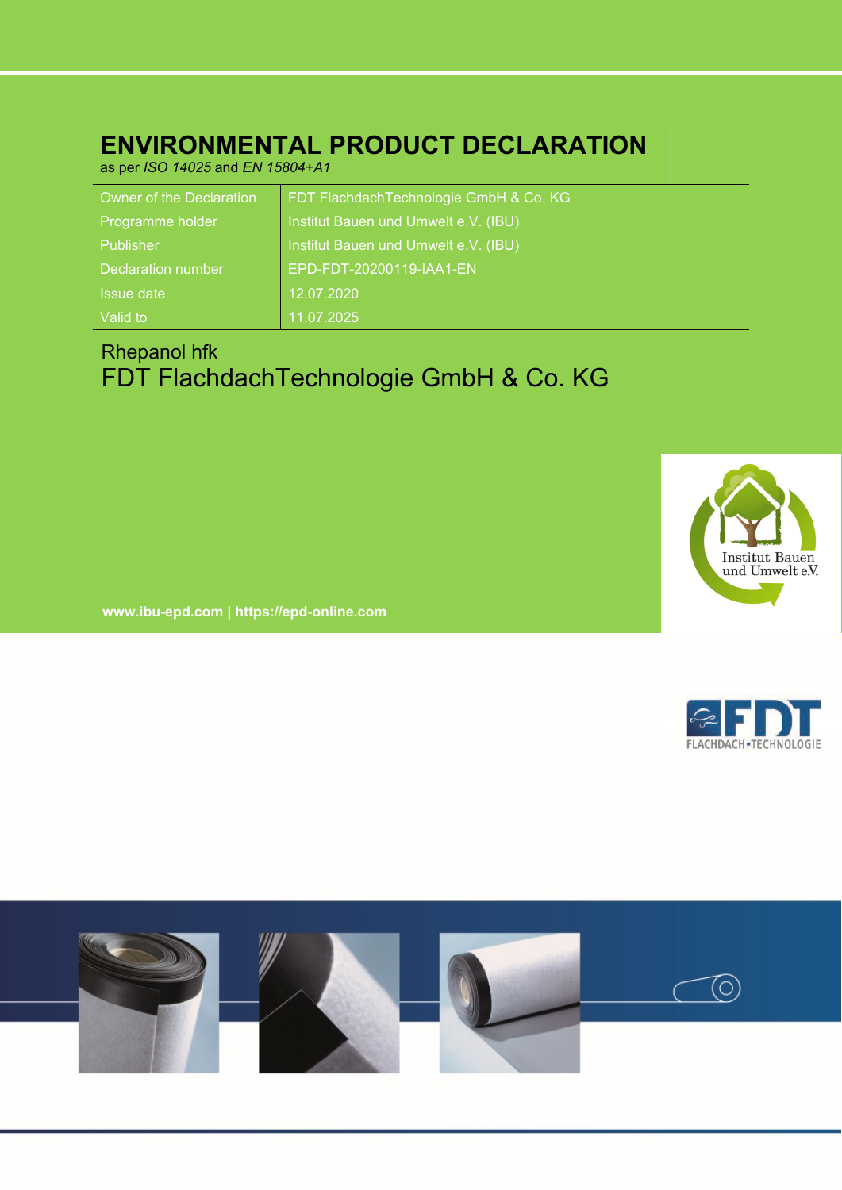# ENVIRONMENTAL PRODUCT DECLARATION

as per *ISO 14025* and *EN 15804+A1*

| | |
|---|---|
| Owner of the Declaration | FDT FlachdachTechnologie GmbH & Co. KG |
| Programme holder | Institut Bauen und Umwelt e.V. (IBU) |
| Publisher | Institut Bauen und Umwelt e.V. (IBU) |
| Declaration number | EPD-FDT-20200119-IAA1-EN |
| Issue date | 12.07.2020 |
| Valid to | 11.07.2025 |

Rhepanol hfk

FDT FlachdachTechnologie GmbH & Co. KG

**www.ibu-epd.com | https://epd-online.com**

Institut Bauen und Umwelt e.V.

FDT FLACHDACH-TECHNOLOGIE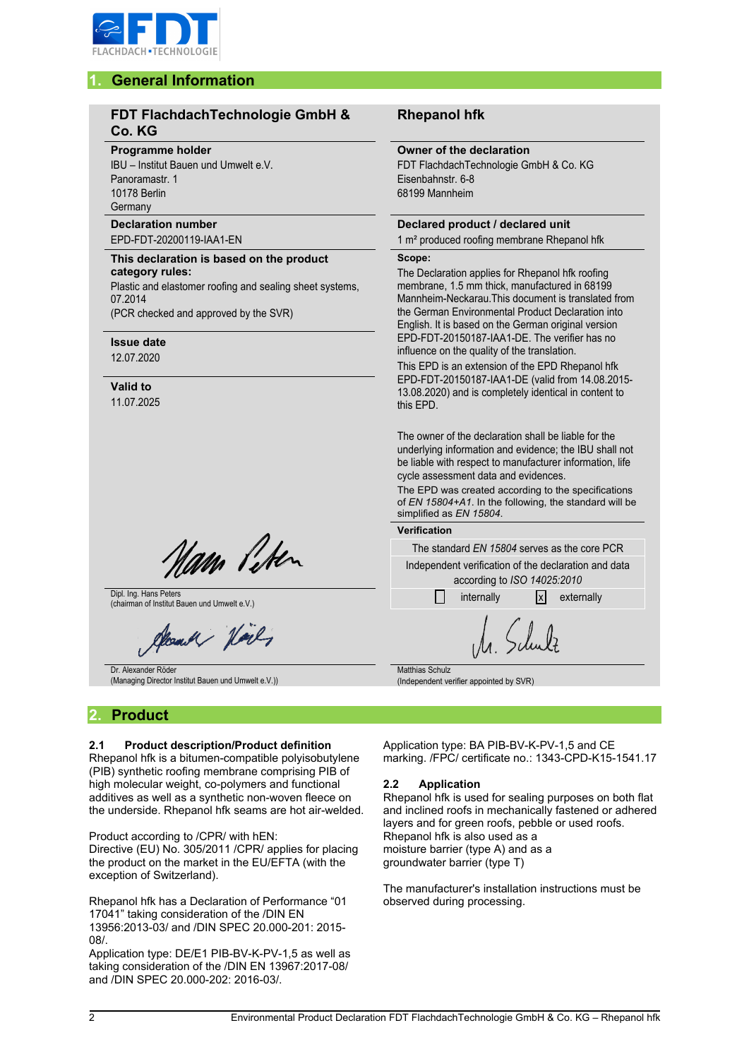## 1. General Information

**FDT FlachdachTechnologie GmbH & Co. KG**

**Programme holder**
IBU – Institut Bauen und Umwelt e.V.
Panoramastr. 1
10178 Berlin
Germany

**Declaration number**
EPD-FDT-20200119-IAA1-EN

**This declaration is based on the product category rules:**
Plastic and elastomer roofing and sealing sheet systems, 07.2014
(PCR checked and approved by the SVR)

**Issue date**
12.07.2020

**Valid to**
11.07.2025

Dipl. Ing. Hans Peters
(chairman of Institut Bauen und Umwelt e.V.)

Dr. Alexander Röder
(Managing Director Institut Bauen und Umwelt e.V.))

**Rhepanol hfk**

**Owner of the declaration**
FDT FlachdachTechnologie GmbH & Co. KG
Eisenbahnstr. 6-8
68199 Mannheim

**Declared product / declared unit**
1 m² produced roofing membrane Rhepanol hfk

**Scope:**
The Declaration applies for Rhepanol hfk roofing membrane, 1.5 mm thick, manufactured in 68199 Mannheim-Neckarau.This document is translated from the German Environmental Product Declaration into English. It is based on the German original version EPD-FDT-20150187-IAA1-DE. The verifier has no influence on the quality of the translation.

This EPD is an extension of the EPD Rhepanol hfk EPD-FDT-20150187-IAA1-DE (valid from 14.08.2015-13.08.2020) and is completely identical in content to this EPD.

The owner of the declaration shall be liable for the underlying information and evidence; the IBU shall not be liable with respect to manufacturer information, life cycle assessment data and evidences.

The EPD was created according to the specifications of *EN 15804+A1*. In the following, the standard will be simplified as *EN 15804*.

**Verification**

The standard *EN 15804* serves as the core PCR

Independent verification of the declaration and data according to *ISO 14025:2010*

☐ internally ☒ externally

Matthias Schulz
(Independent verifier appointed by SVR)

## 2. Product

### 2.1 Product description/Product definition

Rhepanol hfk is a bitumen-compatible polyisobutylene (PIB) synthetic roofing membrane comprising PIB of high molecular weight, co-polymers and functional additives as well as a synthetic non-woven fleece on the underside. Rhepanol hfk seams are hot air-welded.

Product according to /CPR/ with hEN:
Directive (EU) No. 305/2011 /CPR/ applies for placing the product on the market in the EU/EFTA (with the exception of Switzerland).

Rhepanol hfk has a Declaration of Performance "01 17041" taking consideration of the /DIN EN 13956:2013-03/ and /DIN SPEC 20.000-201: 2015-08/.
Application type: DE/E1 PIB-BV-K-PV-1,5 as well as taking consideration of the /DIN EN 13967:2017-08/ and /DIN SPEC 20.000-202: 2016-03/.
Application type: BA PIB-BV-K-PV-1,5 and CE marking. /FPC/ certificate no.: 1343-CPD-K15-1541.17

### 2.2 Application

Rhepanol hfk is used for sealing purposes on both flat and inclined roofs in mechanically fastened or adhered layers and for green roofs, pebble or used roofs.
Rhepanol hfk is also used as a
moisture barrier (type A) and as a
groundwater barrier (type T)

The manufacturer's installation instructions must be observed during processing.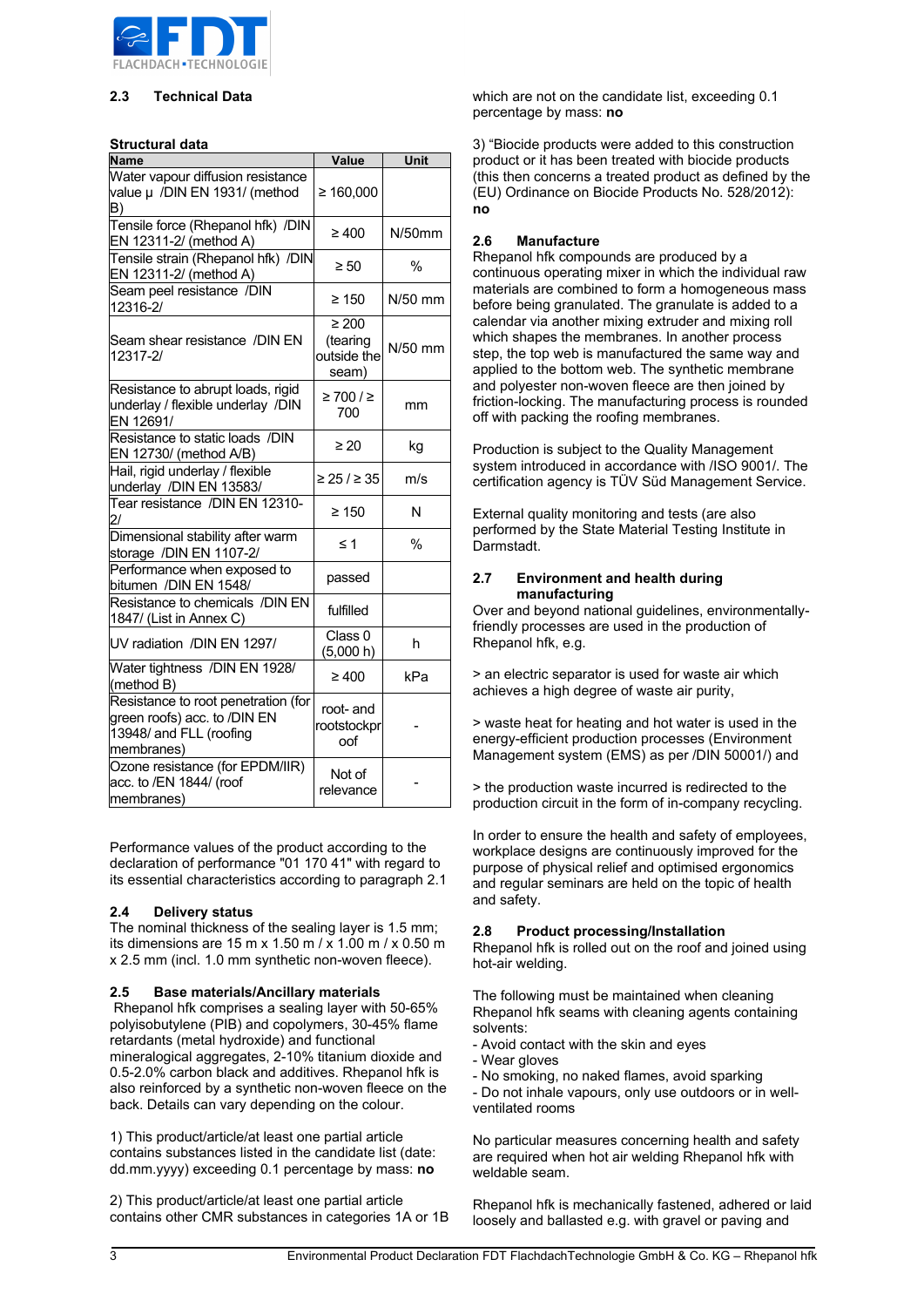### 2.3 Technical Data

**Structural data**

| Name | Value | Unit |
|---|---|---|
| Water vapour diffusion resistance value µ /DIN EN 1931/ (method B) | ≥ 160,000 | |
| Tensile force (Rhepanol hfk) /DIN EN 12311-2/ (method A) | ≥ 400 | N/50mm |
| Tensile strain (Rhepanol hfk) /DIN EN 12311-2/ (method A) | ≥ 50 | % |
| Seam peel resistance /DIN 12316-2/ | ≥ 150 | N/50 mm |
| Seam shear resistance /DIN EN 12317-2/ | ≥ 200 (tearing outside the seam) | N/50 mm |
| Resistance to abrupt loads, rigid underlay / flexible underlay /DIN EN 12691/ | ≥ 700 / ≥ 700 | mm |
| Resistance to static loads /DIN EN 12730/ (method A/B) | ≥ 20 | kg |
| Hail, rigid underlay / flexible underlay /DIN EN 13583/ | ≥ 25 / ≥ 35 | m/s |
| Tear resistance /DIN EN 12310-2/ | ≥ 150 | N |
| Dimensional stability after warm storage /DIN EN 1107-2/ | ≤ 1 | % |
| Performance when exposed to bitumen /DIN EN 1548/ | passed | |
| Resistance to chemicals /DIN EN 1847/ (List in Annex C) | fulfilled | |
| UV radiation /DIN EN 1297/ | Class 0 (5,000 h) | h |
| Water tightness /DIN EN 1928/ (method B) | ≥ 400 | kPa |
| Resistance to root penetration (for green roofs) acc. to /DIN EN 13948/ and FLL (roofing membranes) | root- and rootstockproof | - |
| Ozone resistance (for EPDM/IIR) acc. to /EN 1844/ (roof membranes) | Not of relevance | - |

Performance values of the product according to the declaration of performance "01 170 41" with regard to its essential characteristics according to paragraph 2.1

### 2.4 Delivery status

The nominal thickness of the sealing layer is 1.5 mm; its dimensions are 15 m x 1.50 m / x 1.00 m / x 0.50 m x 2.5 mm (incl. 1.0 mm synthetic non-woven fleece).

### 2.5 Base materials/Ancillary materials

Rhepanol hfk comprises a sealing layer with 50-65% polyisobutylene (PIB) and copolymers, 30-45% flame retardants (metal hydroxide) and functional mineralogical aggregates, 2-10% titanium dioxide and 0.5-2.0% carbon black and additives. Rhepanol hfk is also reinforced by a synthetic non-woven fleece on the back. Details can vary depending on the colour.

1) This product/article/at least one partial article contains substances listed in the candidate list (date: dd.mm.yyyy) exceeding 0.1 percentage by mass: **no**

2) This product/article/at least one partial article contains other CMR substances in categories 1A or 1B which are not on the candidate list, exceeding 0.1 percentage by mass: **no**

3) “Biocide products were added to this construction product or it has been treated with biocide products (this then concerns a treated product as defined by the (EU) Ordinance on Biocide Products No. 528/2012): **no**

### 2.6 Manufacture

Rhepanol hfk compounds are produced by a continuous operating mixer in which the individual raw materials are combined to form a homogeneous mass before being granulated. The granulate is added to a calendar via another mixing extruder and mixing roll which shapes the membranes. In another process step, the top web is manufactured the same way and applied to the bottom web. The synthetic membrane and polyester non-woven fleece are then joined by friction-locking. The manufacturing process is rounded off with packing the roofing membranes.

Production is subject to the Quality Management system introduced in accordance with /ISO 9001/. The certification agency is TÜV Süd Management Service.

External quality monitoring and tests (are also performed by the State Material Testing Institute in Darmstadt.

### 2.7 Environment and health during manufacturing

Over and beyond national guidelines, environmentally-friendly processes are used in the production of Rhepanol hfk, e.g.

> an electric separator is used for waste air which achieves a high degree of waste air purity,

> waste heat for heating and hot water is used in the energy-efficient production processes (Environment Management system (EMS) as per /DIN 50001/) and

> the production waste incurred is redirected to the production circuit in the form of in-company recycling.

In order to ensure the health and safety of employees, workplace designs are continuously improved for the purpose of physical relief and optimised ergonomics and regular seminars are held on the topic of health and safety.

### 2.8 Product processing/Installation

Rhepanol hfk is rolled out on the roof and joined using hot-air welding.

The following must be maintained when cleaning Rhepanol hfk seams with cleaning agents containing solvents:

- Avoid contact with the skin and eyes
- Wear gloves
- No smoking, no naked flames, avoid sparking
- Do not inhale vapours, only use outdoors or in well-ventilated rooms

No particular measures concerning health and safety are required when hot air welding Rhepanol hfk with weldable seam.

Rhepanol hfk is mechanically fastened, adhered or laid loosely and ballasted e.g. with gravel or paving and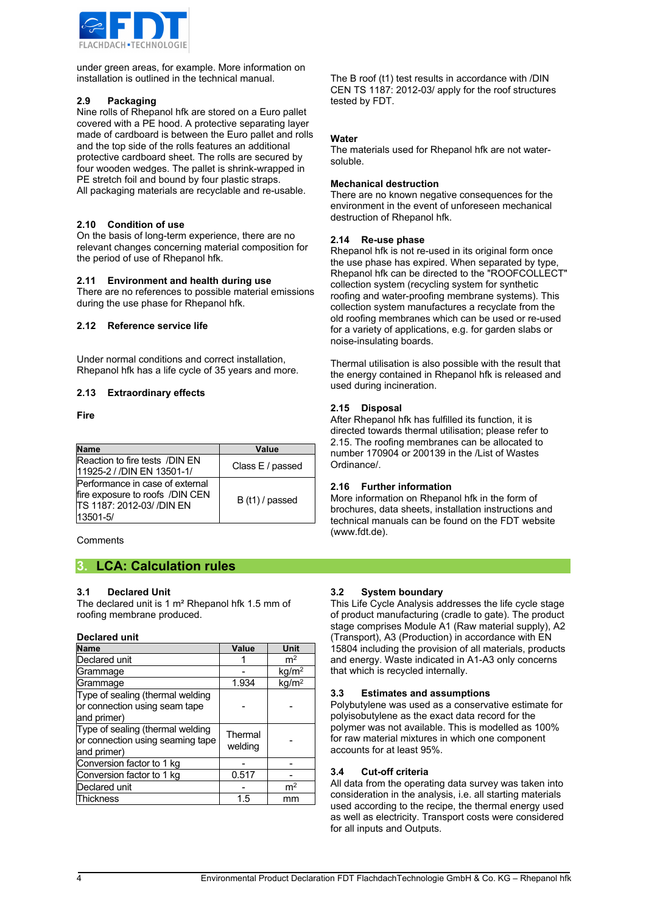under green areas, for example. More information on installation is outlined in the technical manual.

### 2.9 Packaging

Nine rolls of Rhepanol hfk are stored on a Euro pallet covered with a PE hood. A protective separating layer made of cardboard is between the Euro pallet and rolls and the top side of the rolls features an additional protective cardboard sheet. The rolls are secured by four wooden wedges. The pallet is shrink-wrapped in PE stretch foil and bound by four plastic straps.
All packaging materials are recyclable and re-usable.

### 2.10 Condition of use

On the basis of long-term experience, there are no relevant changes concerning material composition for the period of use of Rhepanol hfk.

### 2.11 Environment and health during use

There are no references to possible material emissions during the use phase for Rhepanol hfk.

### 2.12 Reference service life

Under normal conditions and correct installation, Rhepanol hfk has a life cycle of 35 years and more.

### 2.13 Extraordinary effects

**Fire**

| Name | Value |
|---|---|
| Reaction to fire tests /DIN EN 11925-2 / /DIN EN 13501-1/ | Class E / passed |
| Performance in case of external fire exposure to roofs /DIN CEN TS 1187: 2012-03/ /DIN EN 13501-5/ | B (t1) / passed |

Comments

The B roof (t1) test results in accordance with /DIN CEN TS 1187: 2012-03/ apply for the roof structures tested by FDT.

**Water**

The materials used for Rhepanol hfk are not water-soluble.

**Mechanical destruction**

There are no known negative consequences for the environment in the event of unforeseen mechanical destruction of Rhepanol hfk.

### 2.14 Re-use phase

Rhepanol hfk is not re-used in its original form once the use phase has expired. When separated by type, Rhepanol hfk can be directed to the "ROOFCOLLECT" collection system (recycling system for synthetic roofing and water-proofing membrane systems). This collection system manufactures a recyclate from the old roofing membranes which can be used or re-used for a variety of applications, e.g. for garden slabs or noise-insulating boards.

Thermal utilisation is also possible with the result that the energy contained in Rhepanol hfk is released and used during incineration.

### 2.15 Disposal

After Rhepanol hfk has fulfilled its function, it is directed towards thermal utilisation; please refer to 2.15. The roofing membranes can be allocated to number 170904 or 200139 in the /List of Wastes Ordinance/.

### 2.16 Further information

More information on Rhepanol hfk in the form of brochures, data sheets, installation instructions and technical manuals can be found on the FDT website (www.fdt.de).

## 3. LCA: Calculation rules

### 3.1 Declared Unit

The declared unit is 1 m² Rhepanol hfk 1.5 mm of roofing membrane produced.

**Declared unit**

| Name | Value | Unit |
|---|---|---|
| Declared unit | 1 | $m^2$ |
| Grammage | - | $kg/m^2$ |
| Grammage | 1.934 | $kg/m^2$ |
| Type of sealing (thermal welding or connection using seam tape and primer) | - | - |
| Type of sealing (thermal welding or connection using seaming tape and primer) | Thermal welding | - |
| Conversion factor to 1 kg | - | - |
| Conversion factor to 1 kg | 0.517 | - |
| Declared unit | - | $m^2$ |
| Thickness | 1.5 | mm |

### 3.2 System boundary

This Life Cycle Analysis addresses the life cycle stage of product manufacturing (cradle to gate). The product stage comprises Module A1 (Raw material supply), A2 (Transport), A3 (Production) in accordance with EN 15804 including the provision of all materials, products and energy. Waste indicated in A1-A3 only concerns that which is recycled internally.

### 3.3 Estimates and assumptions

Polybutylene was used as a conservative estimate for polyisobutylene as the exact data record for the polymer was not available. This is modelled as 100% for raw material mixtures in which one component accounts for at least 95%.

### 3.4 Cut-off criteria

All data from the operating data survey was taken into consideration in the analysis, i.e. all starting materials used according to the recipe, the thermal energy used as well as electricity. Transport costs were considered for all inputs and Outputs.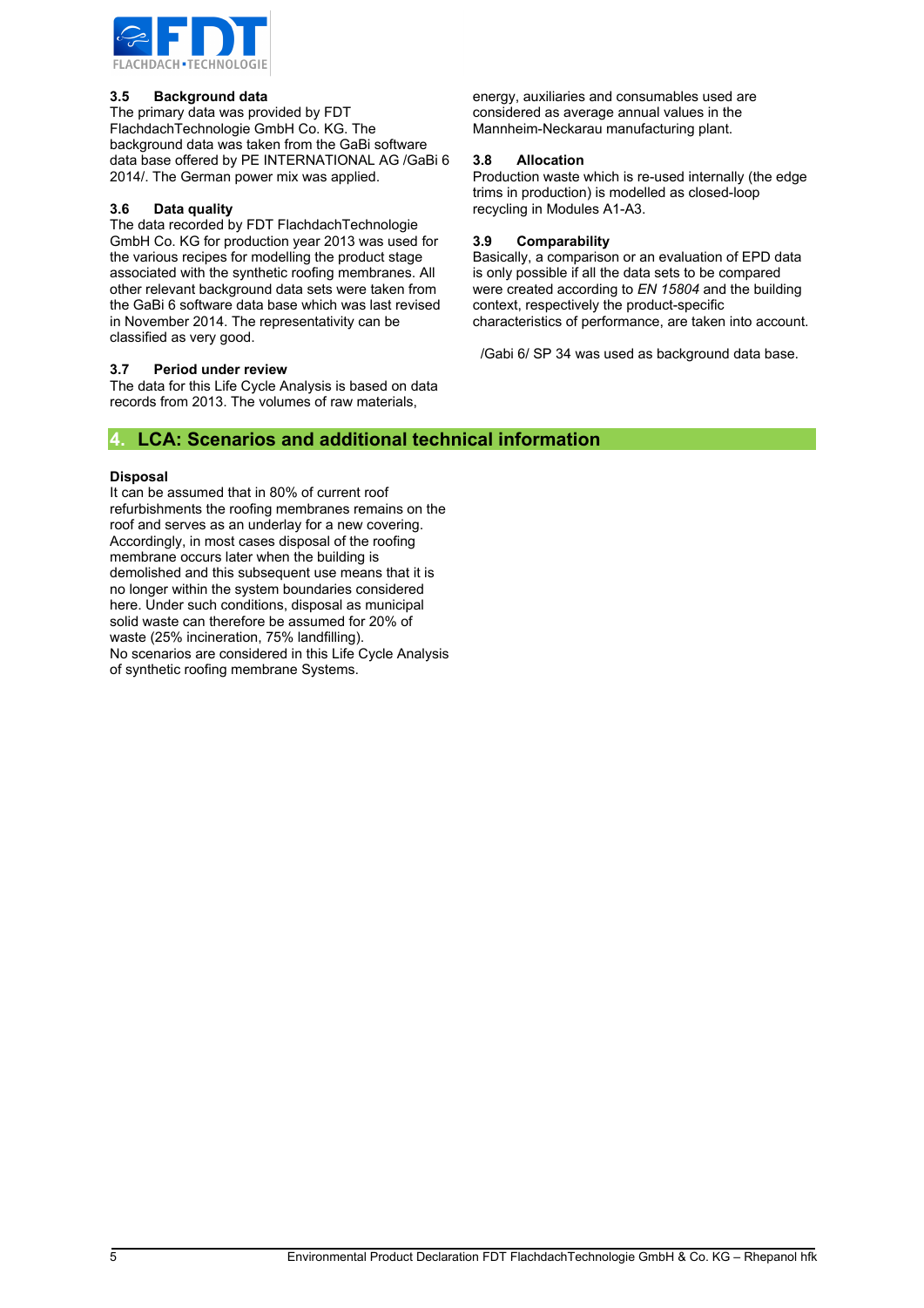### 3.5 Background data

The primary data was provided by FDT FlachdachTechnologie GmbH Co. KG. The background data was taken from the GaBi software data base offered by PE INTERNATIONAL AG /GaBi 6 2014/. The German power mix was applied.

### 3.6 Data quality

The data recorded by FDT FlachdachTechnologie GmbH Co. KG for production year 2013 was used for the various recipes for modelling the product stage associated with the synthetic roofing membranes. All other relevant background data sets were taken from the GaBi 6 software data base which was last revised in November 2014. The representativity can be classified as very good.

### 3.7 Period under review

The data for this Life Cycle Analysis is based on data records from 2013. The volumes of raw materials, energy, auxiliaries and consumables used are considered as average annual values in the Mannheim-Neckarau manufacturing plant.

### 3.8 Allocation

Production waste which is re-used internally (the edge trims in production) is modelled as closed-loop recycling in Modules A1-A3.

### 3.9 Comparability

Basically, a comparison or an evaluation of EPD data is only possible if all the data sets to be compared were created according to *EN 15804* and the building context, respectively the product-specific characteristics of performance, are taken into account.

/Gabi 6/ SP 34 was used as background data base.

## 4. LCA: Scenarios and additional technical information

**Disposal**

It can be assumed that in 80% of current roof refurbishments the roofing membranes remains on the roof and serves as an underlay for a new covering. Accordingly, in most cases disposal of the roofing membrane occurs later when the building is demolished and this subsequent use means that it is no longer within the system boundaries considered here. Under such conditions, disposal as municipal solid waste can therefore be assumed for 20% of waste (25% incineration, 75% landfilling).
No scenarios are considered in this Life Cycle Analysis of synthetic roofing membrane Systems.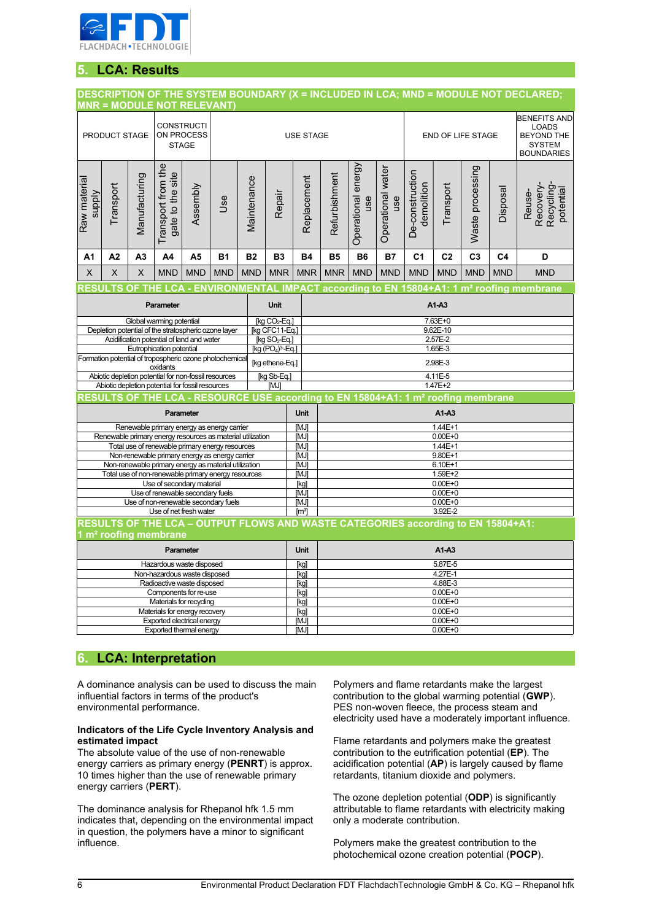## 5. LCA: Results

**DESCRIPTION OF THE SYSTEM BOUNDARY (X = INCLUDED IN LCA; MND = MODULE NOT DECLARED; MNR = MODULE NOT RELEVANT)**

| PRODUCT STAGE | | | CONSTRUCTION PROCESS STAGE | | USE STAGE | | | | | | | END OF LIFE STAGE | | | | BENEFITS AND LOADS BEYOND THE SYSTEM BOUNDARIES |
|---|---|---|---|---|---|---|---|---|---|---|---|---|---|---|---|---|
| Raw material supply | Transport | Manufacturing | Transport from the gate to the site | Assembly | Use | Maintenance | Repair | Replacement | Refurbishment | Operational energy use | Operational water use | De-construction demolition | Transport | Waste processing | Disposal | Reuse-Recovery-Recycling-potential |
| A1 | A2 | A3 | A4 | A5 | B1 | B2 | B3 | B4 | B5 | B6 | B7 | C1 | C2 | C3 | C4 | D |
| X | X | X | MND | MND | MND | MND | MNR | MNR | MNR | MND | MND | MND | MND | MND | MND | MND |

**RESULTS OF THE LCA - ENVIRONMENTAL IMPACT according to EN 15804+A1: 1 m² roofing membrane**

| Parameter | Unit | A1-A3 |
|---|---|---|
| Global warming potential | [kg $CO_2$-Eq.] | 7.63E+0 |
| Depletion potential of the stratospheric ozone layer | [kg CFC11-Eq.] | 9.62E-10 |
| Acidification potential of land and water | [kg $SO_2$-Eq.] | 2.57E-2 |
| Eutrophication potential | [kg $(PO_4)^{3-}$-Eq.] | 1.65E-3 |
| Formation potential of tropospheric ozone photochemical oxidants | [kg ethene-Eq.] | 2.98E-3 |
| Abiotic depletion potential for non-fossil resources | [kg Sb-Eq.] | 4.11E-5 |
| Abiotic depletion potential for fossil resources | [MJ] | 1.47E+2 |

**RESULTS OF THE LCA - RESOURCE USE according to EN 15804+A1: 1 m² roofing membrane**

| Parameter | Unit | A1-A3 |
|---|---|---|
| Renewable primary energy as energy carrier | [MJ] | 1.44E+1 |
| Renewable primary energy resources as material utilization | [MJ] | 0.00E+0 |
| Total use of renewable primary energy resources | [MJ] | 1.44E+1 |
| Non-renewable primary energy as energy carrier | [MJ] | 9.80E+1 |
| Non-renewable primary energy as material utilization | [MJ] | 6.10E+1 |
| Total use of non-renewable primary energy resources | [MJ] | 1.59E+2 |
| Use of secondary material | [kg] | 0.00E+0 |
| Use of renewable secondary fuels | [MJ] | 0.00E+0 |
| Use of non-renewable secondary fuels | [MJ] | 0.00E+0 |
| Use of net fresh water | [m³] | 3.92E-2 |

**RESULTS OF THE LCA – OUTPUT FLOWS AND WASTE CATEGORIES according to EN 15804+A1: 1 m² roofing membrane**

| Parameter | Unit | A1-A3 |
|---|---|---|
| Hazardous waste disposed | [kg] | 5.87E-5 |
| Non-hazardous waste disposed | [kg] | 4.27E-1 |
| Radioactive waste disposed | [kg] | 4.88E-3 |
| Components for re-use | [kg] | 0.00E+0 |
| Materials for recycling | [kg] | 0.00E+0 |
| Materials for energy recovery | [kg] | 0.00E+0 |
| Exported electrical energy | [MJ] | 0.00E+0 |
| Exported thermal energy | [MJ] | 0.00E+0 |

## 6. LCA: Interpretation

A dominance analysis can be used to discuss the main influential factors in terms of the product's environmental performance.

**Indicators of the Life Cycle Inventory Analysis and estimated impact**

The absolute value of the use of non-renewable energy carriers as primary energy (**PENRT**) is approx. 10 times higher than the use of renewable primary energy carriers (**PERT**).

The dominance analysis for Rhepanol hfk 1.5 mm indicates that, depending on the environmental impact in question, the polymers have a minor to significant influence.

Polymers and flame retardants make the largest contribution to the global warming potential (**GWP**). PES non-woven fleece, the process steam and electricity used have a moderately important influence.

Flame retardants and polymers make the greatest contribution to the eutrification potential (**EP**). The acidification potential (**AP**) is largely caused by flame retardants, titanium dioxide and polymers.

The ozone depletion potential (**ODP**) is significantly attributable to flame retardants with electricity making only a moderate contribution.

Polymers make the greatest contribution to the photochemical ozone creation potential (**POCP**).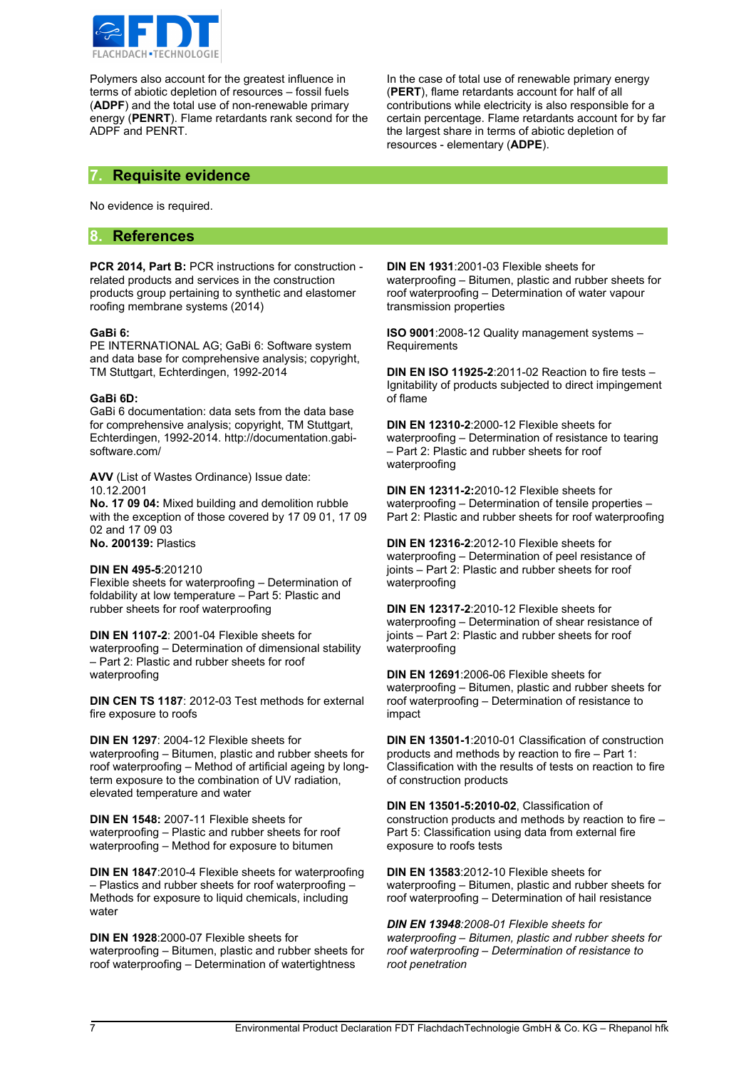Polymers also account for the greatest influence in terms of abiotic depletion of resources – fossil fuels (**ADPF**) and the total use of non-renewable primary energy (**PENRT**). Flame retardants rank second for the ADPF and PENRT.

In the case of total use of renewable primary energy (**PERT**), flame retardants account for half of all contributions while electricity is also responsible for a certain percentage. Flame retardants account for by far the largest share in terms of abiotic depletion of resources - elementary (**ADPE**).

## 7. Requisite evidence

No evidence is required.

## 8. References

**PCR 2014, Part B:** PCR instructions for construction - related products and services in the construction products group pertaining to synthetic and elastomer roofing membrane systems (2014)

**GaBi 6:**
PE INTERNATIONAL AG; GaBi 6: Software system and data base for comprehensive analysis; copyright, TM Stuttgart, Echterdingen, 1992-2014

**GaBi 6D:**
GaBi 6 documentation: data sets from the data base for comprehensive analysis; copyright, TM Stuttgart, Echterdingen, 1992-2014. http://documentation.gabi-software.com/

**AVV** (List of Wastes Ordinance) Issue date: 10.12.2001
**No. 17 09 04:** Mixed building and demolition rubble with the exception of those covered by 17 09 01, 17 09 02 and 17 09 03
**No. 200139:** Plastics

**DIN EN 495-5**:201210
Flexible sheets for waterproofing – Determination of foldability at low temperature – Part 5: Plastic and rubber sheets for roof waterproofing

**DIN EN 1107-2**: 2001-04 Flexible sheets for waterproofing – Determination of dimensional stability – Part 2: Plastic and rubber sheets for roof waterproofing

**DIN CEN TS 1187**: 2012-03 Test methods for external fire exposure to roofs

**DIN EN 1297**: 2004-12 Flexible sheets for waterproofing – Bitumen, plastic and rubber sheets for roof waterproofing – Method of artificial ageing by long-term exposure to the combination of UV radiation, elevated temperature and water

**DIN EN 1548:** 2007-11 Flexible sheets for waterproofing – Plastic and rubber sheets for roof waterproofing – Method for exposure to bitumen

**DIN EN 1847**:2010-4 Flexible sheets for waterproofing – Plastics and rubber sheets for roof waterproofing – Methods for exposure to liquid chemicals, including water

**DIN EN 1928**:2000-07 Flexible sheets for waterproofing – Bitumen, plastic and rubber sheets for roof waterproofing – Determination of watertightness

**DIN EN 1931**:2001-03 Flexible sheets for waterproofing – Bitumen, plastic and rubber sheets for roof waterproofing – Determination of water vapour transmission properties

**ISO 9001**:2008-12 Quality management systems – Requirements

**DIN EN ISO 11925-2**:2011-02 Reaction to fire tests – Ignitability of products subjected to direct impingement of flame

**DIN EN 12310-2**:2000-12 Flexible sheets for waterproofing – Determination of resistance to tearing – Part 2: Plastic and rubber sheets for roof waterproofing

**DIN EN 12311-2:**2010-12 Flexible sheets for waterproofing – Determination of tensile properties – Part 2: Plastic and rubber sheets for roof waterproofing

**DIN EN 12316-2**:2012-10 Flexible sheets for waterproofing – Determination of peel resistance of joints – Part 2: Plastic and rubber sheets for roof waterproofing

**DIN EN 12317-2**:2010-12 Flexible sheets for waterproofing – Determination of shear resistance of joints – Part 2: Plastic and rubber sheets for roof waterproofing

**DIN EN 12691**:2006-06 Flexible sheets for waterproofing – Bitumen, plastic and rubber sheets for roof waterproofing – Determination of resistance to impact

**DIN EN 13501-1**:2010-01 Classification of construction products and methods by reaction to fire – Part 1: Classification with the results of tests on reaction to fire of construction products

**DIN EN 13501-5:2010-02**, Classification of construction products and methods by reaction to fire – Part 5: Classification using data from external fire exposure to roofs tests

**DIN EN 13583**:2012-10 Flexible sheets for waterproofing – Bitumen, plastic and rubber sheets for roof waterproofing – Determination of hail resistance

***DIN EN 13948****:2008-01 Flexible sheets for waterproofing – Bitumen, plastic and rubber sheets for roof waterproofing – Determination of resistance to root penetration*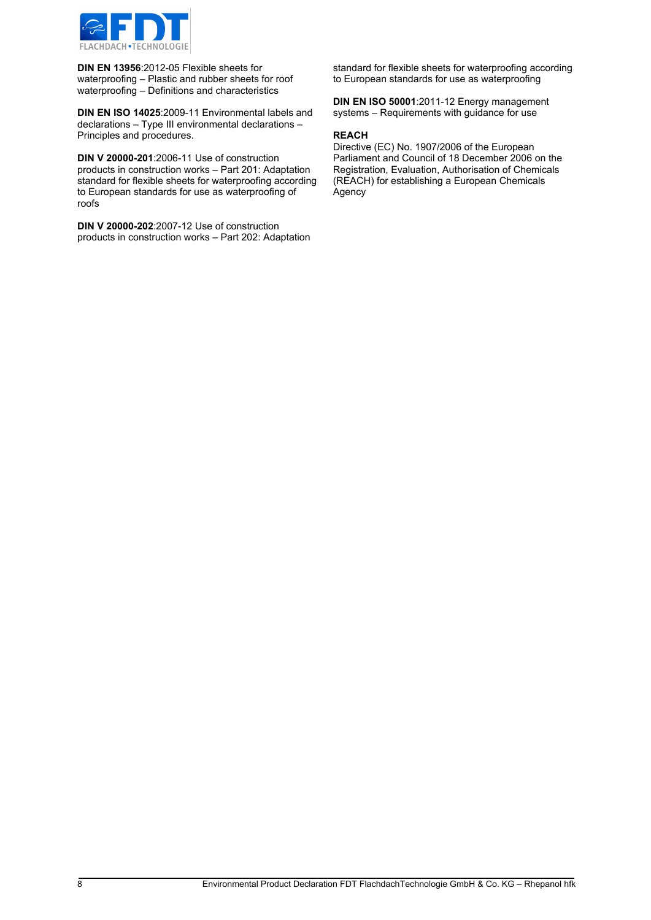**DIN EN 13956**:2012-05 Flexible sheets for waterproofing – Plastic and rubber sheets for roof waterproofing – Definitions and characteristics

**DIN EN ISO 14025**:2009-11 Environmental labels and declarations – Type III environmental declarations – Principles and procedures.

**DIN V 20000-201**:2006-11 Use of construction products in construction works – Part 201: Adaptation standard for flexible sheets for waterproofing according to European standards for use as waterproofing of roofs

**DIN V 20000-202**:2007-12 Use of construction products in construction works – Part 202: Adaptation standard for flexible sheets for waterproofing according to European standards for use as waterproofing

**DIN EN ISO 50001**:2011-12 Energy management systems – Requirements with guidance for use

**REACH**
Directive (EC) No. 1907/2006 of the European Parliament and Council of 18 December 2006 on the Registration, Evaluation, Authorisation of Chemicals (REACH) for establishing a European Chemicals Agency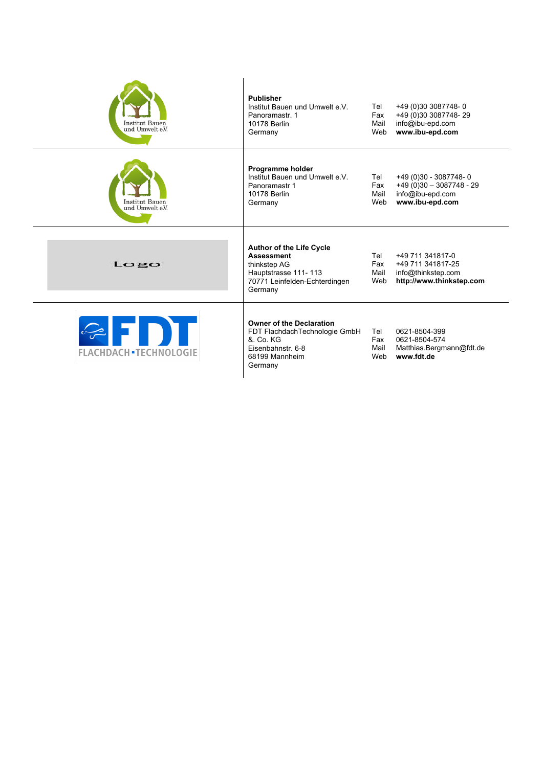| | | | |
|---|---|---|---|
| Institut Bauen und Umwelt e.V. | **Publisher**<br>Institut Bauen und Umwelt e.V.<br>Panoramastr. 1<br>10178 Berlin<br>Germany | Tel<br>Fax<br>Mail<br>Web | +49 (0)30 3087748- 0<br>+49 (0)30 3087748- 29<br>info@ibu-epd.com<br>**www.ibu-epd.com** |
| Institut Bauen und Umwelt e.V. | **Programme holder**<br>Institut Bauen und Umwelt e.V.<br>Panoramastr 1<br>10178 Berlin<br>Germany | Tel<br>Fax<br>Mail<br>Web | +49 (0)30 - 3087748- 0<br>+49 (0)30 – 3087748 - 29<br>info@ibu-epd.com<br>**www.ibu-epd.com** |
| Logo | **Author of the Life Cycle Assessment**<br>thinkstep AG<br>Hauptstrasse 111- 113<br>70771 Leinfelden-Echterdingen<br>Germany | Tel<br>Fax<br>Mail<br>Web | +49 711 341817-0<br>+49 711 341817-25<br>info@thinkstep.com<br>**http://www.thinkstep.com** |
| FDT FLACHDACH▪TECHNOLOGIE | **Owner of the Declaration**<br>FDT FlachdachTechnologie GmbH &. Co. KG<br>Eisenbahnstr. 6-8<br>68199 Mannheim<br>Germany | Tel<br>Fax<br>Mail<br>Web | 0621-8504-399<br>0621-8504-574<br>Matthias.Bergmann@fdt.de<br>**www.fdt.de** |